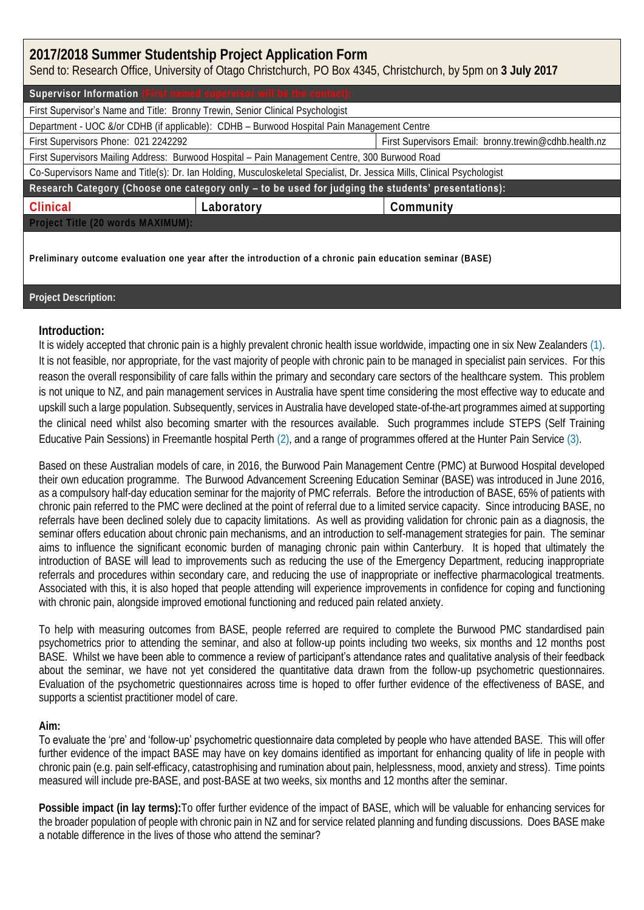## 2017/2018 Summer Studentship Project Application Form

Send to: Research Office, University of Otago Christchurch, PO Box 4345, Christchurch, by 5pm on **3 July 2017**

| **Supervisor Information** (First named supervisor will be the contact): | |
|---|---|
| First Supervisor's Name and Title: Bronny Trewin, Senior Clinical Psychologist | |
| Department - UOC &/or CDHB (if applicable): CDHB – Burwood Hospital Pain Management Centre | |
| First Supervisors Phone: 021 2242292 | First Supervisors Email: bronny.trewin@cdhb.health.nz |
| First Supervisors Mailing Address: Burwood Hospital – Pain Management Centre, 300 Burwood Road | |
| Co-Supervisors Name and Title(s): Dr. Ian Holding, Musculoskeletal Specialist, Dr. Jessica Mills, Clinical Psychologist | |

| **Research Category (Choose one category only – to be used for judging the students' presentations):** | | |
|---|---|---|
| Clinical | Laboratory | Community |

**Project Title (20 words MAXIMUM):**

**Preliminary outcome evaluation one year after the introduction of a chronic pain education seminar (BASE)**

**Project Description:**

### Introduction:

It is widely accepted that chronic pain is a highly prevalent chronic health issue worldwide, impacting one in six New Zealanders (1). It is not feasible, nor appropriate, for the vast majority of people with chronic pain to be managed in specialist pain services. For this reason the overall responsibility of care falls within the primary and secondary care sectors of the healthcare system. This problem is not unique to NZ, and pain management services in Australia have spent time considering the most effective way to educate and upskill such a large population. Subsequently, services in Australia have developed state-of-the-art programmes aimed at supporting the clinical need whilst also becoming smarter with the resources available. Such programmes include STEPS (Self Training Educative Pain Sessions) in Freemantle hospital Perth (2), and a range of programmes offered at the Hunter Pain Service (3).

Based on these Australian models of care, in 2016, the Burwood Pain Management Centre (PMC) at Burwood Hospital developed their own education programme. The Burwood Advancement Screening Education Seminar (BASE) was introduced in June 2016, as a compulsory half-day education seminar for the majority of PMC referrals. Before the introduction of BASE, 65% of patients with chronic pain referred to the PMC were declined at the point of referral due to a limited service capacity. Since introducing BASE, no referrals have been declined solely due to capacity limitations. As well as providing validation for chronic pain as a diagnosis, the seminar offers education about chronic pain mechanisms, and an introduction to self-management strategies for pain. The seminar aims to influence the significant economic burden of managing chronic pain within Canterbury. It is hoped that ultimately the introduction of BASE will lead to improvements such as reducing the use of the Emergency Department, reducing inappropriate referrals and procedures within secondary care, and reducing the use of inappropriate or ineffective pharmacological treatments. Associated with this, it is also hoped that people attending will experience improvements in confidence for coping and functioning with chronic pain, alongside improved emotional functioning and reduced pain related anxiety.

To help with measuring outcomes from BASE, people referred are required to complete the Burwood PMC standardised pain psychometrics prior to attending the seminar, and also at follow-up points including two weeks, six months and 12 months post BASE. Whilst we have been able to commence a review of participant's attendance rates and qualitative analysis of their feedback about the seminar, we have not yet considered the quantitative data drawn from the follow-up psychometric questionnaires. Evaluation of the psychometric questionnaires across time is hoped to offer further evidence of the effectiveness of BASE, and supports a scientist practitioner model of care.

**Aim:**

To evaluate the 'pre' and 'follow-up' psychometric questionnaire data completed by people who have attended BASE. This will offer further evidence of the impact BASE may have on key domains identified as important for enhancing quality of life in people with chronic pain (e.g. pain self-efficacy, catastrophising and rumination about pain, helplessness, mood, anxiety and stress). Time points measured will include pre-BASE, and post-BASE at two weeks, six months and 12 months after the seminar.

**Possible impact (in lay terms):** To offer further evidence of the impact of BASE, which will be valuable for enhancing services for the broader population of people with chronic pain in NZ and for service related planning and funding discussions. Does BASE make a notable difference in the lives of those who attend the seminar?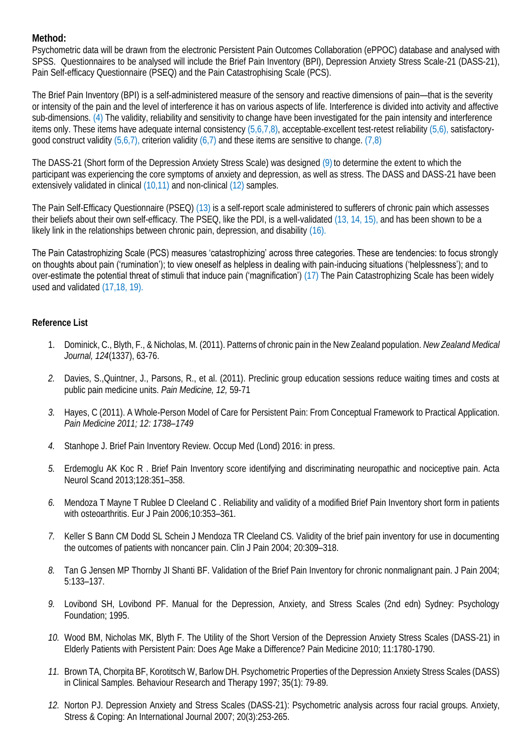**Method:**

Psychometric data will be drawn from the electronic Persistent Pain Outcomes Collaboration (ePPOC) database and analysed with SPSS. Questionnaires to be analysed will include the Brief Pain Inventory (BPI), Depression Anxiety Stress Scale-21 (DASS-21), Pain Self-efficacy Questionnaire (PSEQ) and the Pain Catastrophising Scale (PCS).

The Brief Pain Inventory (BPI) is a self-administered measure of the sensory and reactive dimensions of pain—that is the severity or intensity of the pain and the level of interference it has on various aspects of life. Interference is divided into activity and affective sub-dimensions. (4) The validity, reliability and sensitivity to change have been investigated for the pain intensity and interference items only. These items have adequate internal consistency (5,6,7,8), acceptable-excellent test-retest reliability (5,6), satisfactory-good construct validity (5,6,7), criterion validity (6,7) and these items are sensitive to change. (7,8)

The DASS-21 (Short form of the Depression Anxiety Stress Scale) was designed (9) to determine the extent to which the participant was experiencing the core symptoms of anxiety and depression, as well as stress. The DASS and DASS-21 have been extensively validated in clinical (10,11) and non-clinical (12) samples.

The Pain Self-Efficacy Questionnaire (PSEQ) (13) is a self-report scale administered to sufferers of chronic pain which assesses their beliefs about their own self-efficacy. The PSEQ, like the PDI, is a well-validated (13, 14, 15), and has been shown to be a likely link in the relationships between chronic pain, depression, and disability (16).

The Pain Catastrophizing Scale (PCS) measures 'catastrophizing' across three categories. These are tendencies: to focus strongly on thoughts about pain ('rumination'); to view oneself as helpless in dealing with pain-inducing situations ('helplessness'); and to over-estimate the potential threat of stimuli that induce pain ('magnification') (17) The Pain Catastrophizing Scale has been widely used and validated (17,18, 19).

**Reference List**

1. Dominick, C., Blyth, F., & Nicholas, M. (2011). Patterns of chronic pain in the New Zealand population. *New Zealand Medical Journal, 124*(1337), 63-76.
2. Davies, S.,Quintner, J., Parsons, R., et al. (2011). Preclinic group education sessions reduce waiting times and costs at public pain medicine units. *Pain Medicine, 12,* 59-71
3. Hayes, C (2011). A Whole-Person Model of Care for Persistent Pain: From Conceptual Framework to Practical Application. *Pain Medicine 2011; 12: 1738–1749*
4. Stanhope J. Brief Pain Inventory Review. Occup Med (Lond) 2016: in press.
5. Erdemoglu AK Koc R . Brief Pain Inventory score identifying and discriminating neuropathic and nociceptive pain. Acta Neurol Scand 2013;128:351–358.
6. Mendoza T Mayne T Rublee D Cleeland C . Reliability and validity of a modified Brief Pain Inventory short form in patients with osteoarthritis. Eur J Pain 2006;10:353–361.
7. Keller S Bann CM Dodd SL Schein J Mendoza TR Cleeland CS. Validity of the brief pain inventory for use in documenting the outcomes of patients with noncancer pain. Clin J Pain 2004; 20:309–318.
8. Tan G Jensen MP Thornby JI Shanti BF. Validation of the Brief Pain Inventory for chronic nonmalignant pain. J Pain 2004; 5:133–137.
9. Lovibond SH, Lovibond PF. Manual for the Depression, Anxiety, and Stress Scales (2nd edn) Sydney: Psychology Foundation; 1995.
10. Wood BM, Nicholas MK, Blyth F. The Utility of the Short Version of the Depression Anxiety Stress Scales (DASS-21) in Elderly Patients with Persistent Pain: Does Age Make a Difference? Pain Medicine 2010; 11:1780-1790.
11. Brown TA, Chorpita BF, Korotitsch W, Barlow DH. Psychometric Properties of the Depression Anxiety Stress Scales (DASS) in Clinical Samples. Behaviour Research and Therapy 1997; 35(1): 79-89.
12. Norton PJ. Depression Anxiety and Stress Scales (DASS-21): Psychometric analysis across four racial groups. Anxiety, Stress & Coping: An International Journal 2007; 20(3):253-265.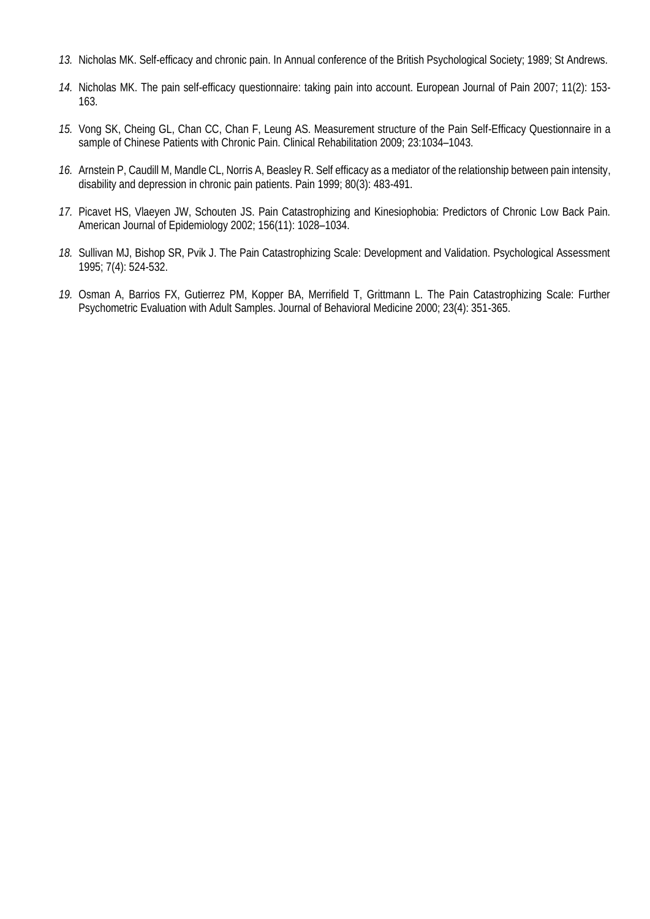13. Nicholas MK. Self-efficacy and chronic pain. In Annual conference of the British Psychological Society; 1989; St Andrews.

14. Nicholas MK. The pain self-efficacy questionnaire: taking pain into account. European Journal of Pain 2007; 11(2): 153-163.

15. Vong SK, Cheing GL, Chan CC, Chan F, Leung AS. Measurement structure of the Pain Self-Efficacy Questionnaire in a sample of Chinese Patients with Chronic Pain. Clinical Rehabilitation 2009; 23:1034–1043.

16. Arnstein P, Caudill M, Mandle CL, Norris A, Beasley R. Self efficacy as a mediator of the relationship between pain intensity, disability and depression in chronic pain patients. Pain 1999; 80(3): 483-491.

17. Picavet HS, Vlaeyen JW, Schouten JS. Pain Catastrophizing and Kinesiophobia: Predictors of Chronic Low Back Pain. American Journal of Epidemiology 2002; 156(11): 1028–1034.

18. Sullivan MJ, Bishop SR, Pvik J. The Pain Catastrophizing Scale: Development and Validation. Psychological Assessment 1995; 7(4): 524-532.

19. Osman A, Barrios FX, Gutierrez PM, Kopper BA, Merrifield T, Grittmann L. The Pain Catastrophizing Scale: Further Psychometric Evaluation with Adult Samples. Journal of Behavioral Medicine 2000; 23(4): 351-365.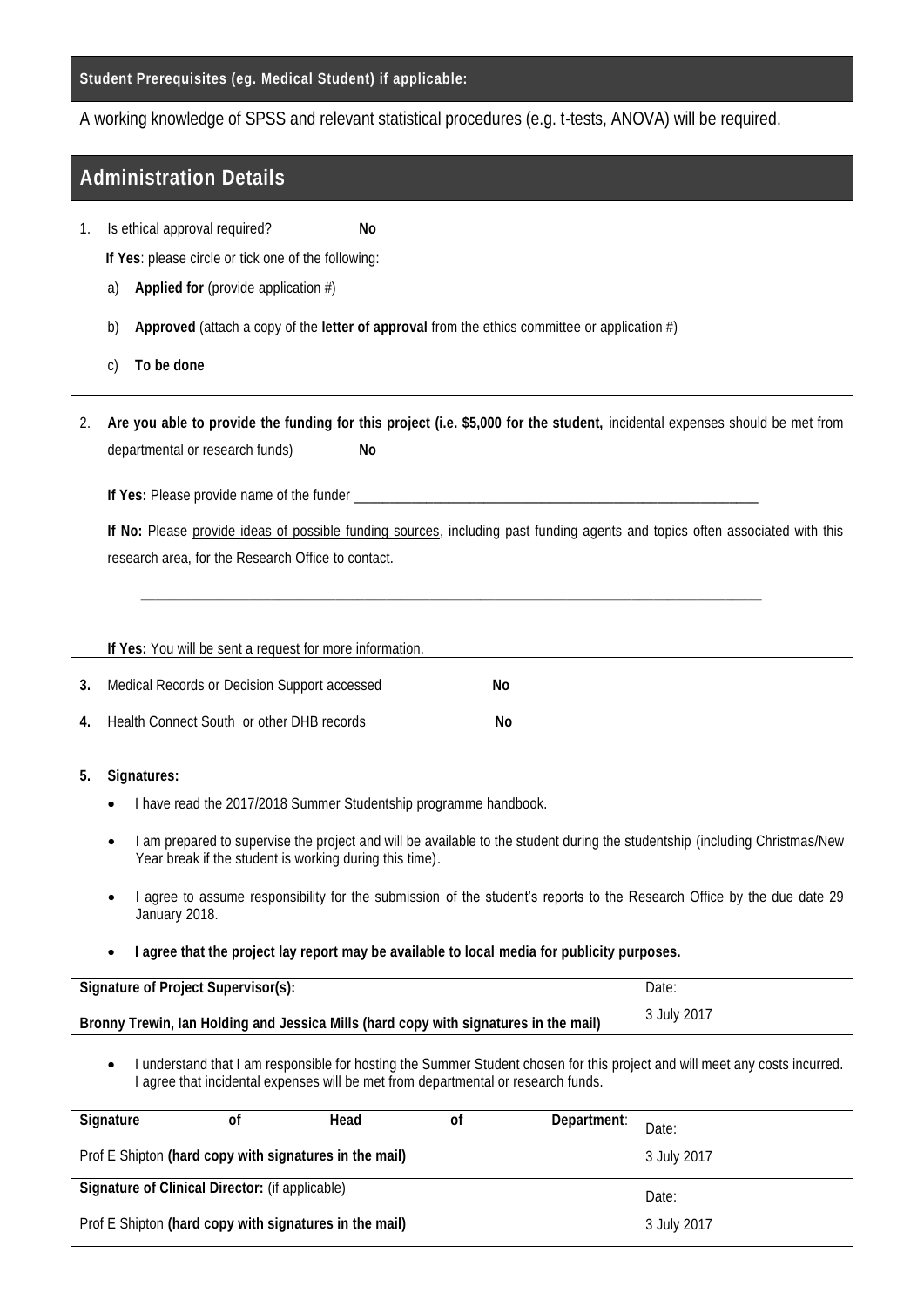**Student Prerequisites (eg. Medical Student) if applicable:**

A working knowledge of SPSS and relevant statistical procedures (e.g. t-tests, ANOVA) will be required.

## Administration Details

1. Is ethical approval required? **No**

   **If Yes**: please circle or tick one of the following:

   a) **Applied for** (provide application #)

   b) **Approved** (attach a copy of the **letter of approval** from the ethics committee or application #)

   c) **To be done**

2. **Are you able to provide the funding for this project (i.e. $5,000 for the student,** incidental expenses should be met from departmental or research funds) **No**

   **If Yes:** Please provide name of the funder ___________________________________________________________

   **If No:** Please provide ideas of possible funding sources, including past funding agents and topics often associated with this research area, for the Research Office to contact.

   ___________________________________________________________________________________________

   **If Yes:** You will be sent a request for more information.

**3.** Medical Records or Decision Support accessed **No**

**4.** Health Connect South or other DHB records **No**

**5. Signatures:**

- I have read the 2017/2018 Summer Studentship programme handbook.
- I am prepared to supervise the project and will be available to the student during the studentship (including Christmas/New Year break if the student is working during this time).
- I agree to assume responsibility for the submission of the student's reports to the Research Office by the due date 29 January 2018.
- **I agree that the project lay report may be available to local media for publicity purposes.**

| | |
|---|---|
| **Signature of Project Supervisor(s):**<br>**Bronny Trewin, Ian Holding and Jessica Mills (hard copy with signatures in the mail)** | Date:<br>3 July 2017 |

- I understand that I am responsible for hosting the Summer Student chosen for this project and will meet any costs incurred. I agree that incidental expenses will be met from departmental or research funds.

| | |
|---|---|
| **Signature of Head of Department**:<br>Prof E Shipton **(hard copy with signatures in the mail)** | Date:<br>3 July 2017 |
| **Signature of Clinical Director:** (if applicable)<br>Prof E Shipton **(hard copy with signatures in the mail)** | Date:<br>3 July 2017 |